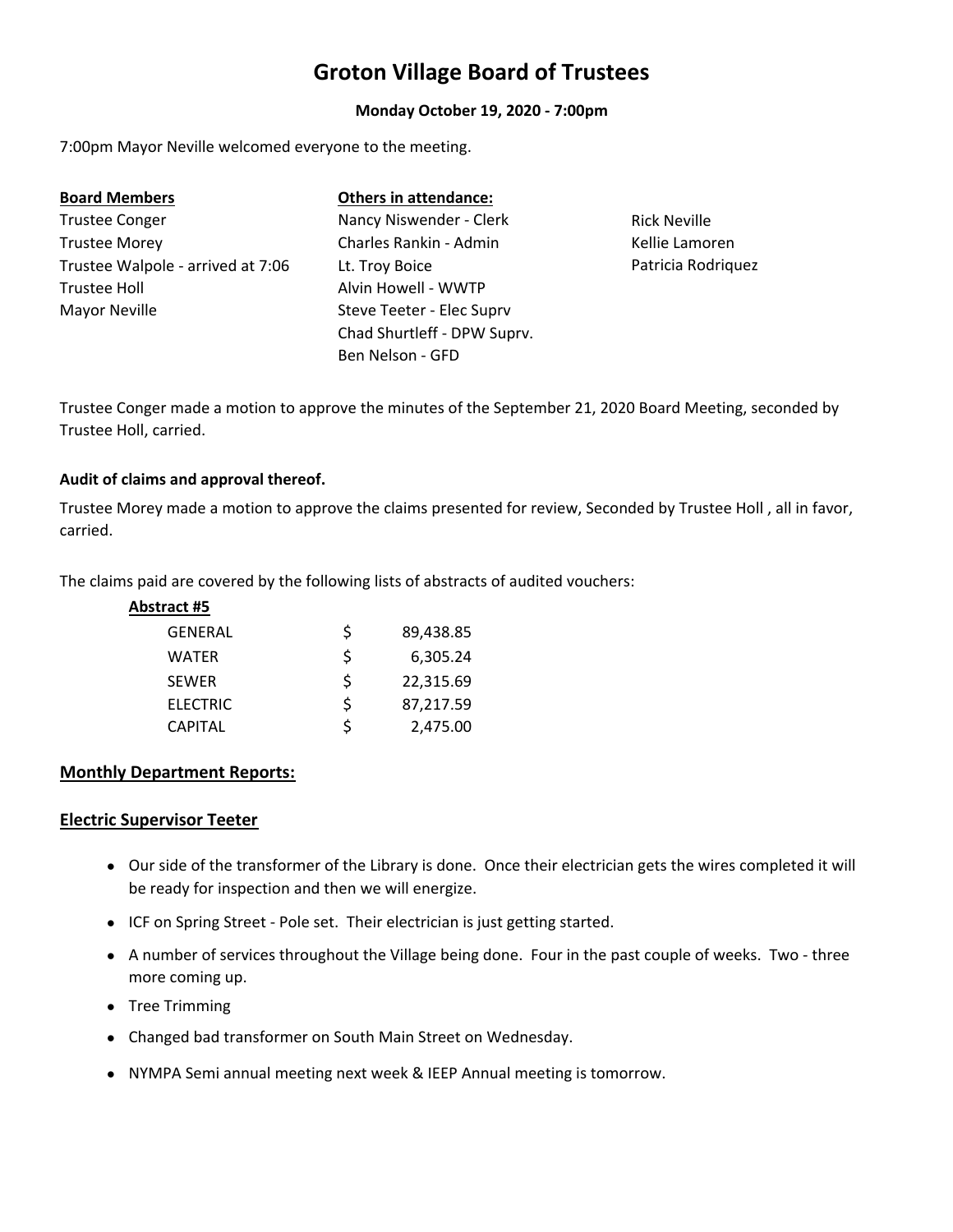# Groton Village Board of Trustees

**Monday October 19, 2020 - 7:00pm**

7:00pm Mayor Neville welcomed everyone to the meeting.

| **Board Members** | **Others in attendance:** | |
|---|---|---|
| Trustee Conger | Nancy Niswender - Clerk | Rick Neville |
| Trustee Morey | Charles Rankin - Admin | Kellie Lamoren |
| Trustee Walpole - arrived at 7:06 | Lt. Troy Boice | Patricia Rodriquez |
| Trustee Holl | Alvin Howell - WWTP | |
| Mayor Neville | Steve Teeter - Elec Suprv | |
| | Chad Shurtleff - DPW Suprv. | |
| | Ben Nelson - GFD | |

Trustee Conger made a motion to approve the minutes of the September 21, 2020 Board Meeting, seconded by Trustee Holl, carried.

**Audit of claims and approval thereof.**

Trustee Morey made a motion to approve the claims presented for review, Seconded by Trustee Holl , all in favor, carried.

The claims paid are covered by the following lists of abstracts of audited vouchers:

**Abstract #5**

| | | |
|---|---|---|
| GENERAL | $ | 89,438.85 |
| WATER | $ | 6,305.24 |
| SEWER | $ | 22,315.69 |
| ELECTRIC | $ | 87,217.59 |
| CAPITAL | $ | 2,475.00 |

## Monthly Department Reports:

## Electric Supervisor Teeter

- Our side of the transformer of the Library is done. Once their electrician gets the wires completed it will be ready for inspection and then we will energize.
- ICF on Spring Street - Pole set. Their electrician is just getting started.
- A number of services throughout the Village being done. Four in the past couple of weeks. Two - three more coming up.
- Tree Trimming
- Changed bad transformer on South Main Street on Wednesday.
- NYMPA Semi annual meeting next week & IEEP Annual meeting is tomorrow.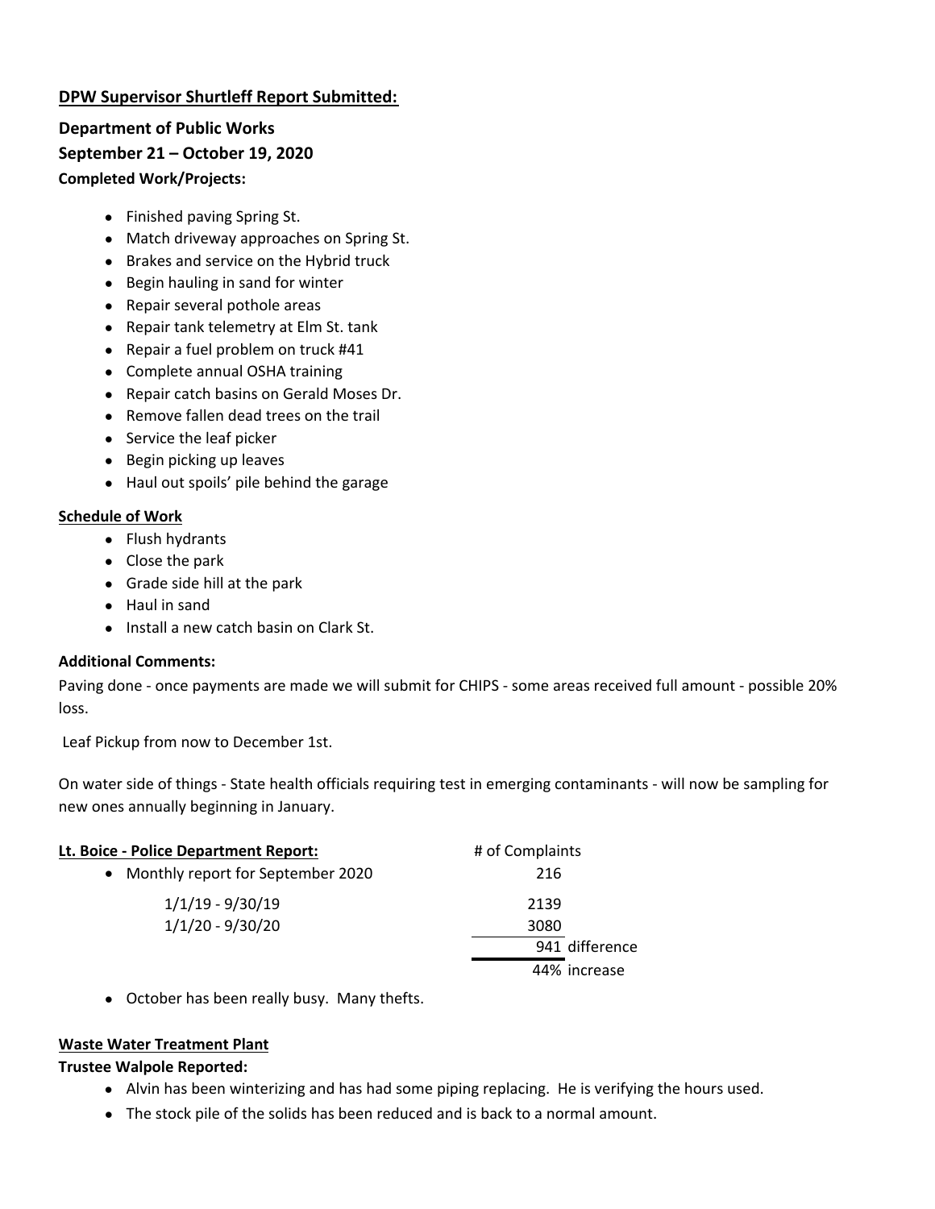**DPW Supervisor Shurtleff Report Submitted:**

**Department of Public Works**
**September 21 – October 19, 2020**
**Completed Work/Projects:**

- Finished paving Spring St.
- Match driveway approaches on Spring St.
- Brakes and service on the Hybrid truck
- Begin hauling in sand for winter
- Repair several pothole areas
- Repair tank telemetry at Elm St. tank
- Repair a fuel problem on truck #41
- Complete annual OSHA training
- Repair catch basins on Gerald Moses Dr.
- Remove fallen dead trees on the trail
- Service the leaf picker
- Begin picking up leaves
- Haul out spoils' pile behind the garage

**Schedule of Work**

- Flush hydrants
- Close the park
- Grade side hill at the park
- Haul in sand
- Install a new catch basin on Clark St.

**Additional Comments:**

Paving done - once payments are made we will submit for CHIPS - some areas received full amount - possible 20% loss.

Leaf Pickup from now to December 1st.

On water side of things - State health officials requiring test in emerging contaminants - will now be sampling for new ones annually beginning in January.

**Lt. Boice - Police Department Report:**

| | # of Complaints | |
|---|---|---|
| Monthly report for September 2020 | 216 | |
| 1/1/19 - 9/30/19 | 2139 | |
| 1/1/20 - 9/30/20 | 3080 | |
| | 941 | difference |
| | 44% | increase |

- October has been really busy. Many thefts.

**Waste Water Treatment Plant**

**Trustee Walpole Reported:**

- Alvin has been winterizing and has had some piping replacing. He is verifying the hours used.
- The stock pile of the solids has been reduced and is back to a normal amount.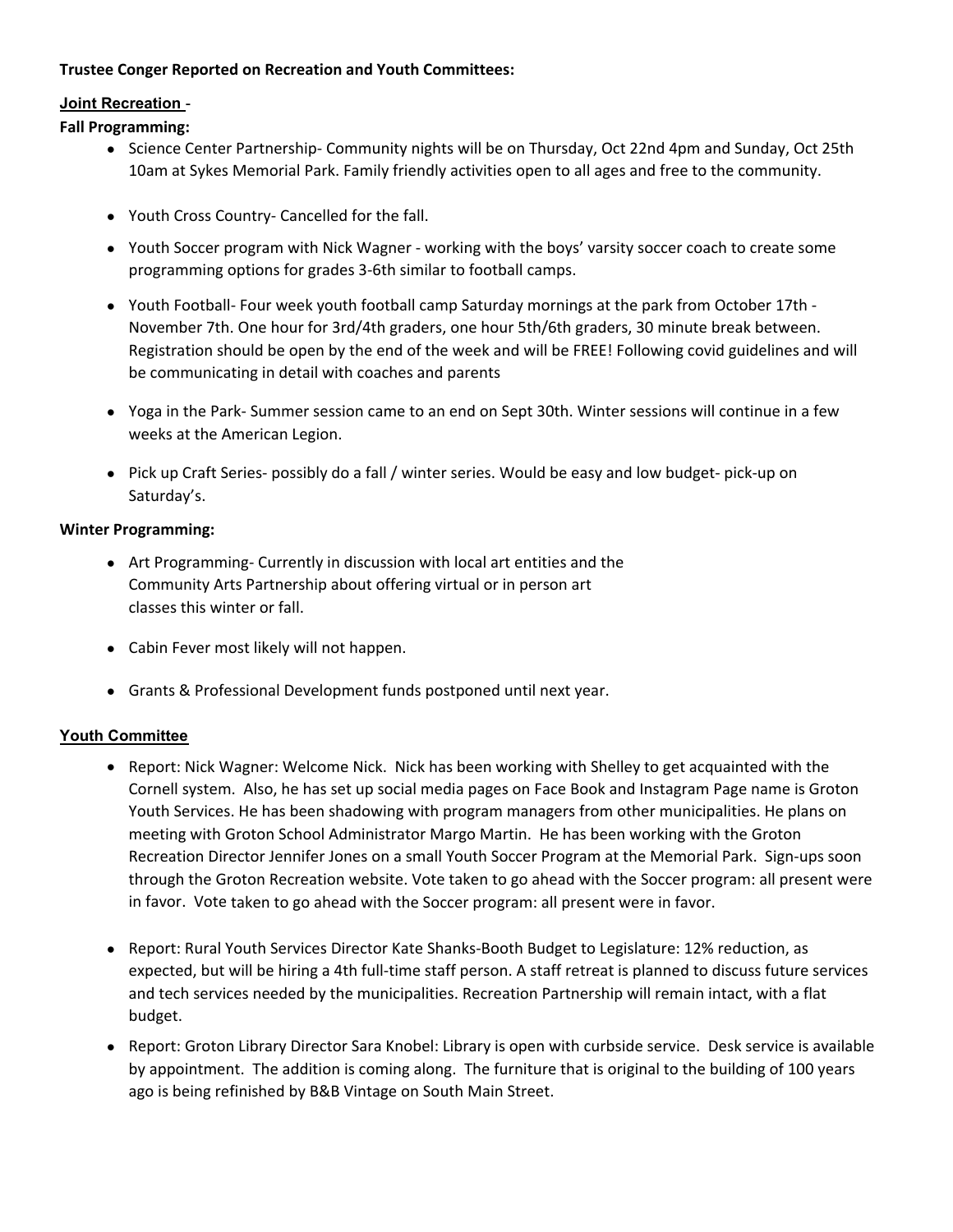**Trustee Conger Reported on Recreation and Youth Committees:**

**Joint Recreation -**

**Fall Programming:**

- Science Center Partnership- Community nights will be on Thursday, Oct 22nd 4pm and Sunday, Oct 25th 10am at Sykes Memorial Park. Family friendly activities open to all ages and free to the community.
- Youth Cross Country- Cancelled for the fall.
- Youth Soccer program with Nick Wagner - working with the boys' varsity soccer coach to create some programming options for grades 3-6th similar to football camps.
- Youth Football- Four week youth football camp Saturday mornings at the park from October 17th - November 7th. One hour for 3rd/4th graders, one hour 5th/6th graders, 30 minute break between. Registration should be open by the end of the week and will be FREE! Following covid guidelines and will be communicating in detail with coaches and parents
- Yoga in the Park- Summer session came to an end on Sept 30th. Winter sessions will continue in a few weeks at the American Legion.
- Pick up Craft Series- possibly do a fall / winter series. Would be easy and low budget- pick-up on Saturday's.

**Winter Programming:**

- Art Programming- Currently in discussion with local art entities and the Community Arts Partnership about offering virtual or in person art classes this winter or fall.
- Cabin Fever most likely will not happen.
- Grants & Professional Development funds postponed until next year.

**Youth Committee**

- Report: Nick Wagner: Welcome Nick. Nick has been working with Shelley to get acquainted with the Cornell system. Also, he has set up social media pages on Face Book and Instagram Page name is Groton Youth Services. He has been shadowing with program managers from other municipalities. He plans on meeting with Groton School Administrator Margo Martin. He has been working with the Groton Recreation Director Jennifer Jones on a small Youth Soccer Program at the Memorial Park. Sign-ups soon through the Groton Recreation website. Vote taken to go ahead with the Soccer program: all present were in favor. Vote taken to go ahead with the Soccer program: all present were in favor.
- Report: Rural Youth Services Director Kate Shanks-Booth Budget to Legislature: 12% reduction, as expected, but will be hiring a 4th full-time staff person. A staff retreat is planned to discuss future services and tech services needed by the municipalities. Recreation Partnership will remain intact, with a flat budget.
- Report: Groton Library Director Sara Knobel: Library is open with curbside service. Desk service is available by appointment. The addition is coming along. The furniture that is original to the building of 100 years ago is being refinished by B&B Vintage on South Main Street.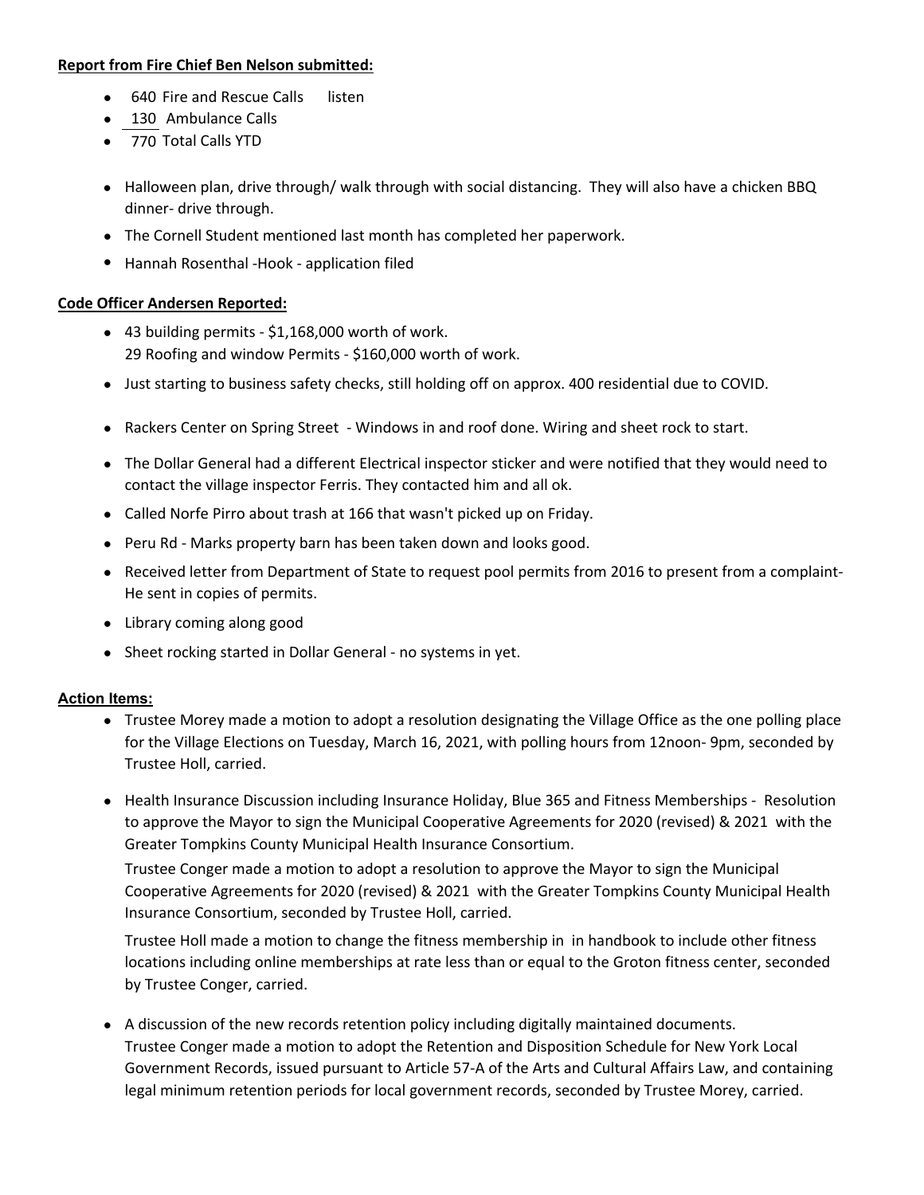**Report from Fire Chief Ben Nelson submitted:**

- 640 Fire and Rescue Calls listen
- 130 Ambulance Calls
- 770 Total Calls YTD

- Halloween plan, drive through/ walk through with social distancing. They will also have a chicken BBQ dinner- drive through.
- The Cornell Student mentioned last month has completed her paperwork.
- Hannah Rosenthal -Hook - application filed

**Code Officer Andersen Reported:**

- 43 building permits - $1,168,000 worth of work.
  29 Roofing and window Permits - $160,000 worth of work.
- Just starting to business safety checks, still holding off on approx. 400 residential due to COVID.
- Rackers Center on Spring Street - Windows in and roof done. Wiring and sheet rock to start.
- The Dollar General had a different Electrical inspector sticker and were notified that they would need to contact the village inspector Ferris. They contacted him and all ok.
- Called Norfe Pirro about trash at 166 that wasn't picked up on Friday.
- Peru Rd - Marks property barn has been taken down and looks good.
- Received letter from Department of State to request pool permits from 2016 to present from a complaint- He sent in copies of permits.
- Library coming along good
- Sheet rocking started in Dollar General - no systems in yet.

**Action Items:**

- Trustee Morey made a motion to adopt a resolution designating the Village Office as the one polling place for the Village Elections on Tuesday, March 16, 2021, with polling hours from 12noon- 9pm, seconded by Trustee Holl, carried.
- Health Insurance Discussion including Insurance Holiday, Blue 365 and Fitness Memberships - Resolution to approve the Mayor to sign the Municipal Cooperative Agreements for 2020 (revised) & 2021 with the Greater Tompkins County Municipal Health Insurance Consortium.

  Trustee Conger made a motion to adopt a resolution to approve the Mayor to sign the Municipal Cooperative Agreements for 2020 (revised) & 2021 with the Greater Tompkins County Municipal Health Insurance Consortium, seconded by Trustee Holl, carried.

  Trustee Holl made a motion to change the fitness membership in in handbook to include other fitness locations including online memberships at rate less than or equal to the Groton fitness center, seconded by Trustee Conger, carried.

- A discussion of the new records retention policy including digitally maintained documents.
  Trustee Conger made a motion to adopt the Retention and Disposition Schedule for New York Local Government Records, issued pursuant to Article 57-A of the Arts and Cultural Affairs Law, and containing legal minimum retention periods for local government records, seconded by Trustee Morey, carried.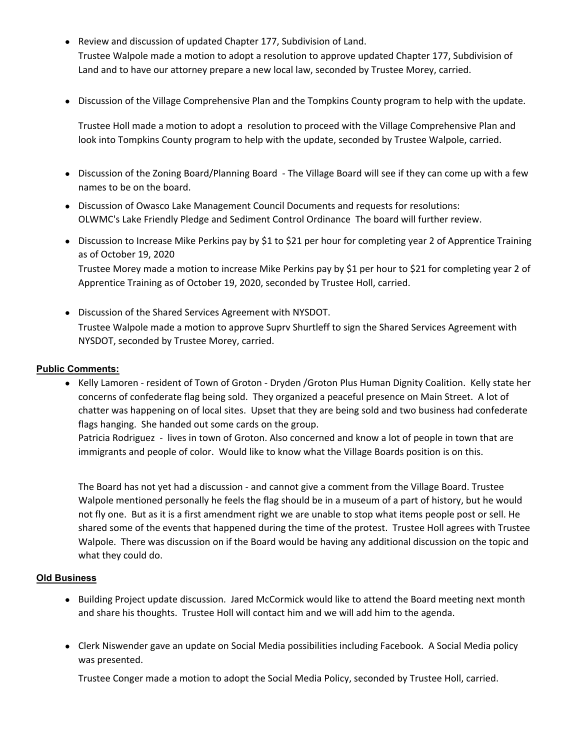- Review and discussion of updated Chapter 177, Subdivision of Land.
  Trustee Walpole made a motion to adopt a resolution to approve updated Chapter 177, Subdivision of Land and to have our attorney prepare a new local law, seconded by Trustee Morey, carried.

- Discussion of the Village Comprehensive Plan and the Tompkins County program to help with the update.

  Trustee Holl made a motion to adopt a resolution to proceed with the Village Comprehensive Plan and look into Tompkins County program to help with the update, seconded by Trustee Walpole, carried.

- Discussion of the Zoning Board/Planning Board - The Village Board will see if they can come up with a few names to be on the board.
- Discussion of Owasco Lake Management Council Documents and requests for resolutions: OLWMC's Lake Friendly Pledge and Sediment Control Ordinance The board will further review.
- Discussion to Increase Mike Perkins pay by $1 to $21 per hour for completing year 2 of Apprentice Training as of October 19, 2020
  Trustee Morey made a motion to increase Mike Perkins pay by $1 per hour to $21 for completing year 2 of Apprentice Training as of October 19, 2020, seconded by Trustee Holl, carried.

- Discussion of the Shared Services Agreement with NYSDOT.
  Trustee Walpole made a motion to approve Suprv Shurtleff to sign the Shared Services Agreement with NYSDOT, seconded by Trustee Morey, carried.

**Public Comments:**

- Kelly Lamoren - resident of Town of Groton - Dryden /Groton Plus Human Dignity Coalition. Kelly state her concerns of confederate flag being sold. They organized a peaceful presence on Main Street. A lot of chatter was happening on of local sites. Upset that they are being sold and two business had confederate flags hanging. She handed out some cards on the group.
  Patricia Rodriguez - lives in town of Groton. Also concerned and know a lot of people in town that are immigrants and people of color. Would like to know what the Village Boards position is on this.

  The Board has not yet had a discussion - and cannot give a comment from the Village Board. Trustee Walpole mentioned personally he feels the flag should be in a museum of a part of history, but he would not fly one. But as it is a first amendment right we are unable to stop what items people post or sell. He shared some of the events that happened during the time of the protest. Trustee Holl agrees with Trustee Walpole. There was discussion on if the Board would be having any additional discussion on the topic and what they could do.

**Old Business**

- Building Project update discussion. Jared McCormick would like to attend the Board meeting next month and share his thoughts. Trustee Holl will contact him and we will add him to the agenda.

- Clerk Niswender gave an update on Social Media possibilities including Facebook. A Social Media policy was presented.

  Trustee Conger made a motion to adopt the Social Media Policy, seconded by Trustee Holl, carried.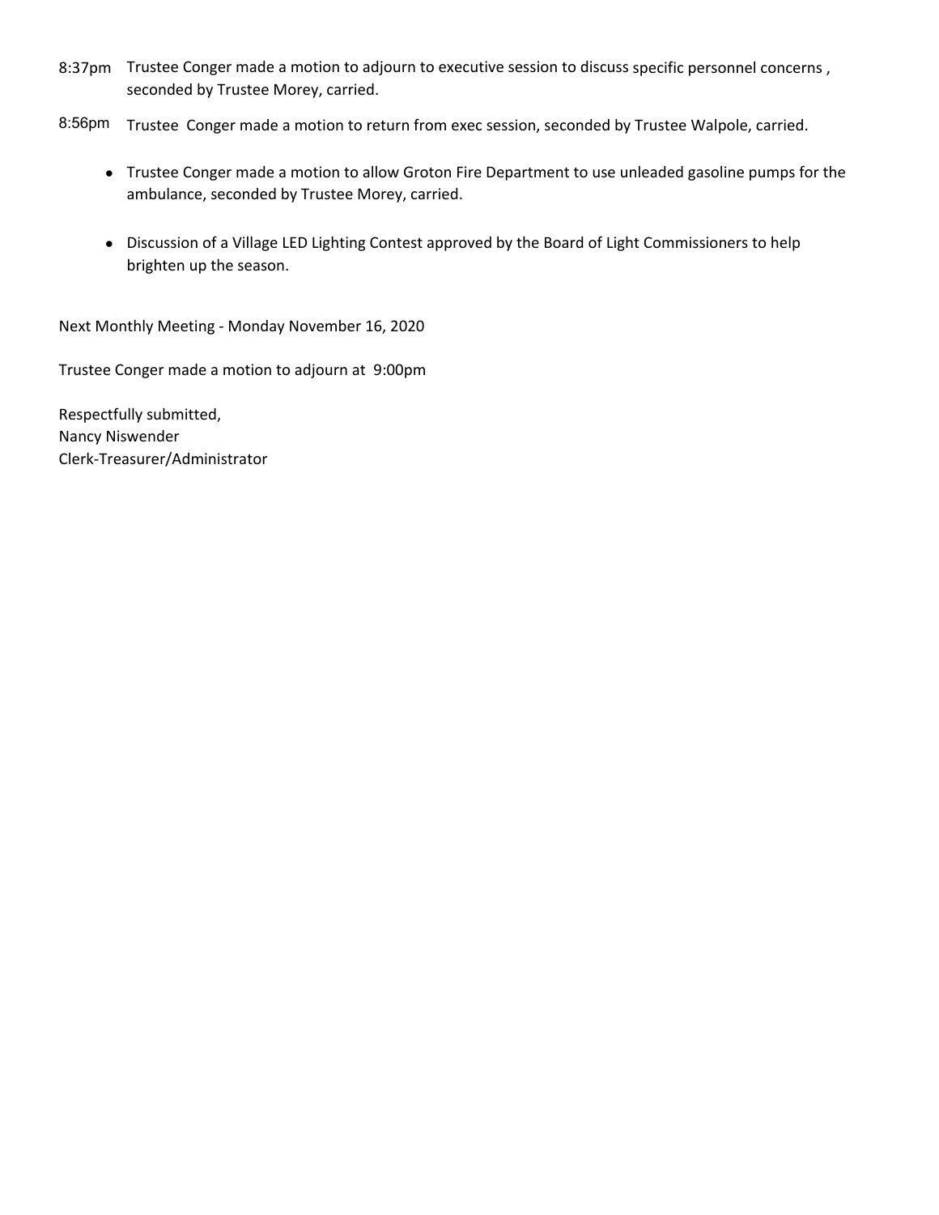8:37pm Trustee Conger made a motion to adjourn to executive session to discuss specific personnel concerns , seconded by Trustee Morey, carried.

8:56pm Trustee Conger made a motion to return from exec session, seconded by Trustee Walpole, carried.

- Trustee Conger made a motion to allow Groton Fire Department to use unleaded gasoline pumps for the ambulance, seconded by Trustee Morey, carried.
- Discussion of a Village LED Lighting Contest approved by the Board of Light Commissioners to help brighten up the season.

Next Monthly Meeting - Monday November 16, 2020

Trustee Conger made a motion to adjourn at 9:00pm

Respectfully submitted,
Nancy Niswender
Clerk-Treasurer/Administrator